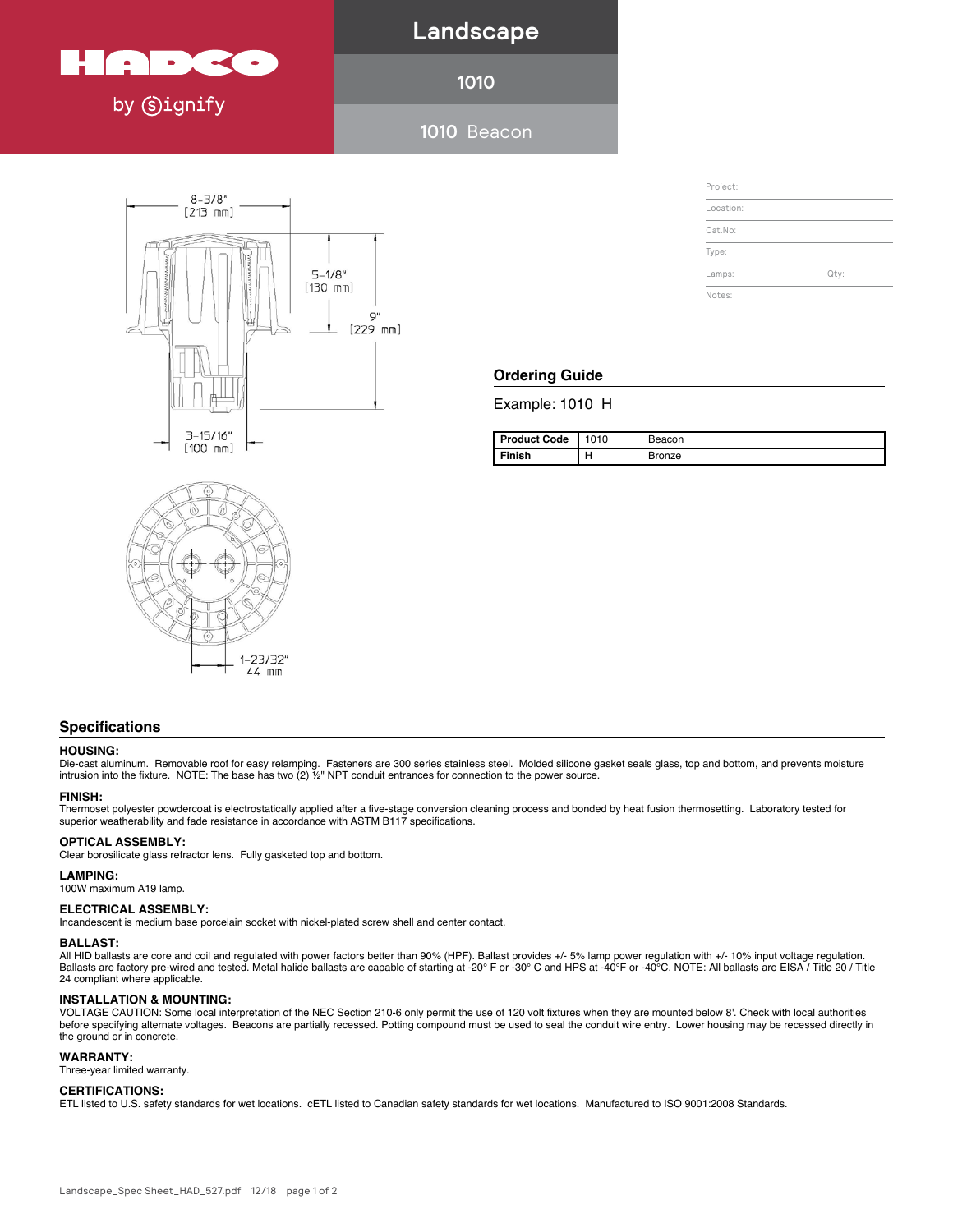HADCO by signify

# Landscape

## 1010

## 1010 Beacon

8-3/8" [213 mm]

5-1/8" [130 mm]

9" [229 mm]

3-15/16" [100 mm]

1-23/32" 44 mm

Project:

Location:

Cat.No:

Type:

Lamps: Qty:

Notes:

## Ordering Guide

Example: 1010 H

| Product Code | 1010 | Beacon |
|---|---|---|
| Finish | H | Bronze |

## Specifications

**HOUSING:**
Die-cast aluminum. Removable roof for easy relamping. Fasteners are 300 series stainless steel. Molded silicone gasket seals glass, top and bottom, and prevents moisture intrusion into the fixture. NOTE: The base has two (2) ½" NPT conduit entrances for connection to the power source.

**FINISH:**
Thermoset polyester powdercoat is electrostatically applied after a five-stage conversion cleaning process and bonded by heat fusion thermosetting. Laboratory tested for superior weatherability and fade resistance in accordance with ASTM B117 specifications.

**OPTICAL ASSEMBLY:**
Clear borosilicate glass refractor lens. Fully gasketed top and bottom.

**LAMPING:**
100W maximum A19 lamp.

**ELECTRICAL ASSEMBLY:**
Incandescent is medium base porcelain socket with nickel-plated screw shell and center contact.

**BALLAST:**
All HID ballasts are core and coil and regulated with power factors better than 90% (HPF). Ballast provides +/- 5% lamp power regulation with +/- 10% input voltage regulation. Ballasts are factory pre-wired and tested. Metal halide ballasts are capable of starting at -20° F or -30° C and HPS at -40°F or -40°C. NOTE: All ballasts are EISA / Title 20 / Title 24 compliant where applicable.

**INSTALLATION & MOUNTING:**
VOLTAGE CAUTION: Some local interpretation of the NEC Section 210-6 only permit the use of 120 volt fixtures when they are mounted below 8'. Check with local authorities before specifying alternate voltages. Beacons are partially recessed. Potting compound must be used to seal the conduit wire entry. Lower housing may be recessed directly in the ground or in concrete.

**WARRANTY:**
Three-year limited warranty.

**CERTIFICATIONS:**
ETL listed to U.S. safety standards for wet locations. cETL listed to Canadian safety standards for wet locations. Manufactured to ISO 9001:2008 Standards.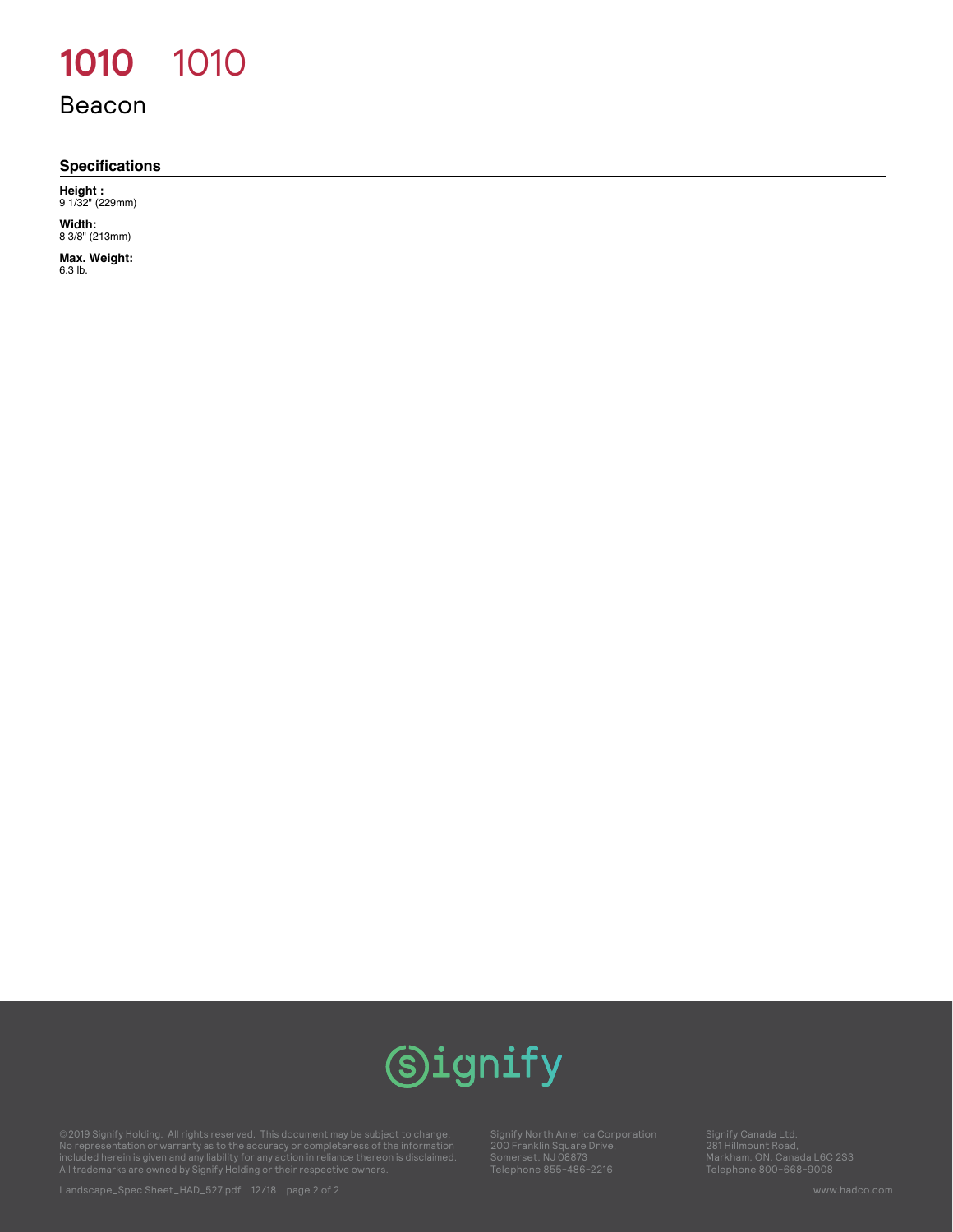# 1010 1010

## Beacon

### Specifications

**Height :**
9 1/32" (229mm)

**Width:**
8 3/8" (213mm)

**Max. Weight:**
6.3 lb.

signify

© 2019 Signify Holding. All rights reserved. This document may be subject to change. No representation or warranty as to the accuracy or completeness of the information included herein is given and any liability for any action in reliance thereon is disclaimed. All trademarks are owned by Signify Holding or their respective owners.

Signify North America Corporation
200 Franklin Square Drive,
Somerset, NJ 08873
Telephone 855-486-2216

Signify Canada Ltd.
281 Hillmount Road,
Markham, ON, Canada L6C 2S3
Telephone 800-668-9008

Landscape_Spec Sheet_HAD_527.pdf 12/18

www.hadco.com